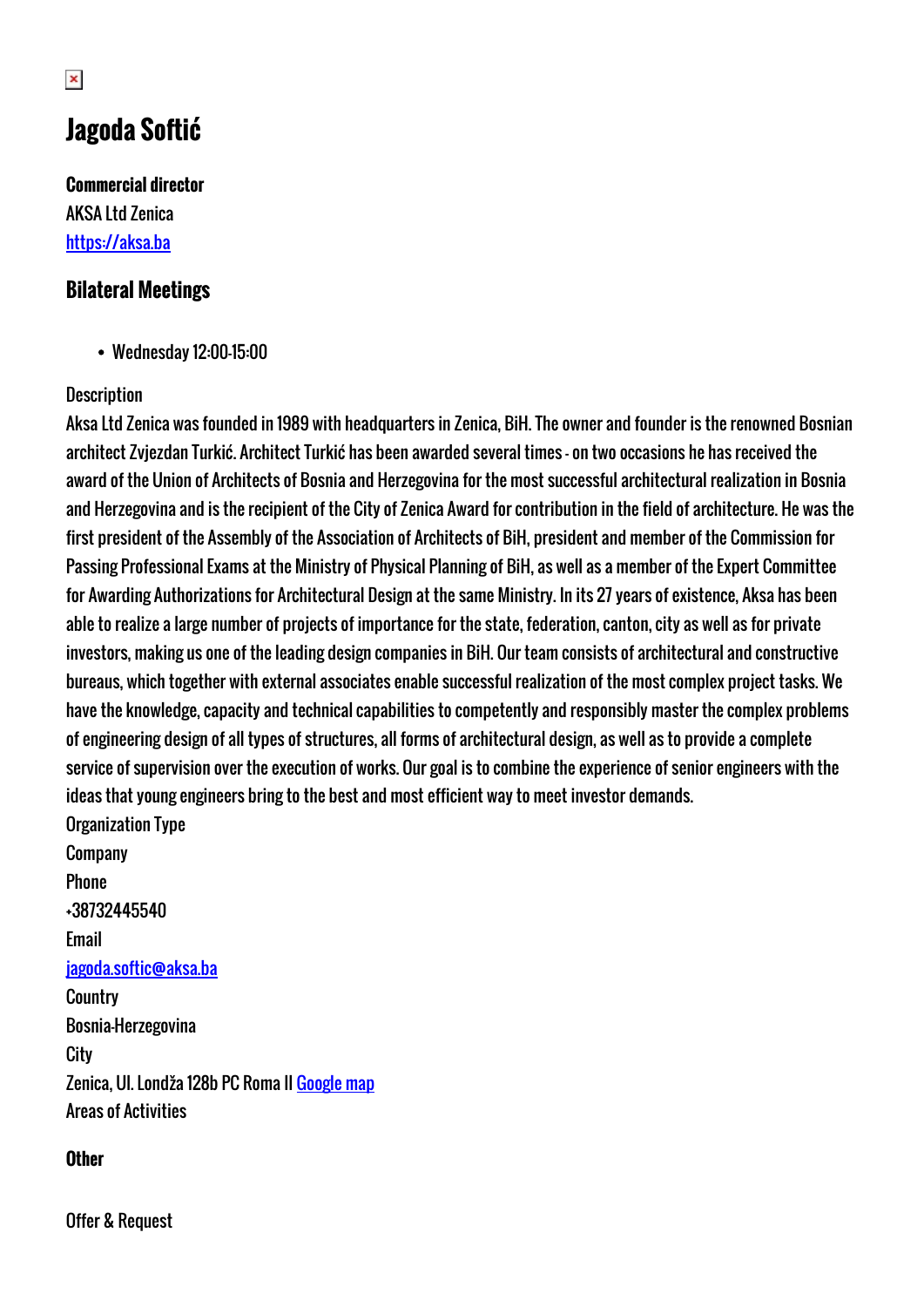# Jagoda Softić

**Commercial director**
AKSA Ltd Zenica
[https://aksa.ba](https://aksa.ba)

## Bilateral Meetings

- Wednesday 12:00-15:00

Description
Aksa Ltd Zenica was founded in 1989 with headquarters in Zenica, BiH. The owner and founder is the renowned Bosnian architect Zvjezdan Turkić. Architect Turkić has been awarded several times - on two occasions he has received the award of the Union of Architects of Bosnia and Herzegovina for the most successful architectural realization in Bosnia and Herzegovina and is the recipient of the City of Zenica Award for contribution in the field of architecture. He was the first president of the Assembly of the Association of Architects of BiH, president and member of the Commission for Passing Professional Exams at the Ministry of Physical Planning of BiH, as well as a member of the Expert Committee for Awarding Authorizations for Architectural Design at the same Ministry. In its 27 years of existence, Aksa has been able to realize a large number of projects of importance for the state, federation, canton, city as well as for private investors, making us one of the leading design companies in BiH. Our team consists of architectural and constructive bureaus, which together with external associates enable successful realization of the most complex project tasks. We have the knowledge, capacity and technical capabilities to competently and responsibly master the complex problems of engineering design of all types of structures, all forms of architectural design, as well as to provide a complete service of supervision over the execution of works. Our goal is to combine the experience of senior engineers with the ideas that young engineers bring to the best and most efficient way to meet investor demands.
Organization Type
Company
Phone
+38732445540
Email
[jagoda.softic@aksa.ba](mailto:jagoda.softic@aksa.ba)
Country
Bosnia-Herzegovina
City
Zenica, Ul. Londža 128b PC Roma II [Google map]
Areas of Activities

**Other**

Offer & Request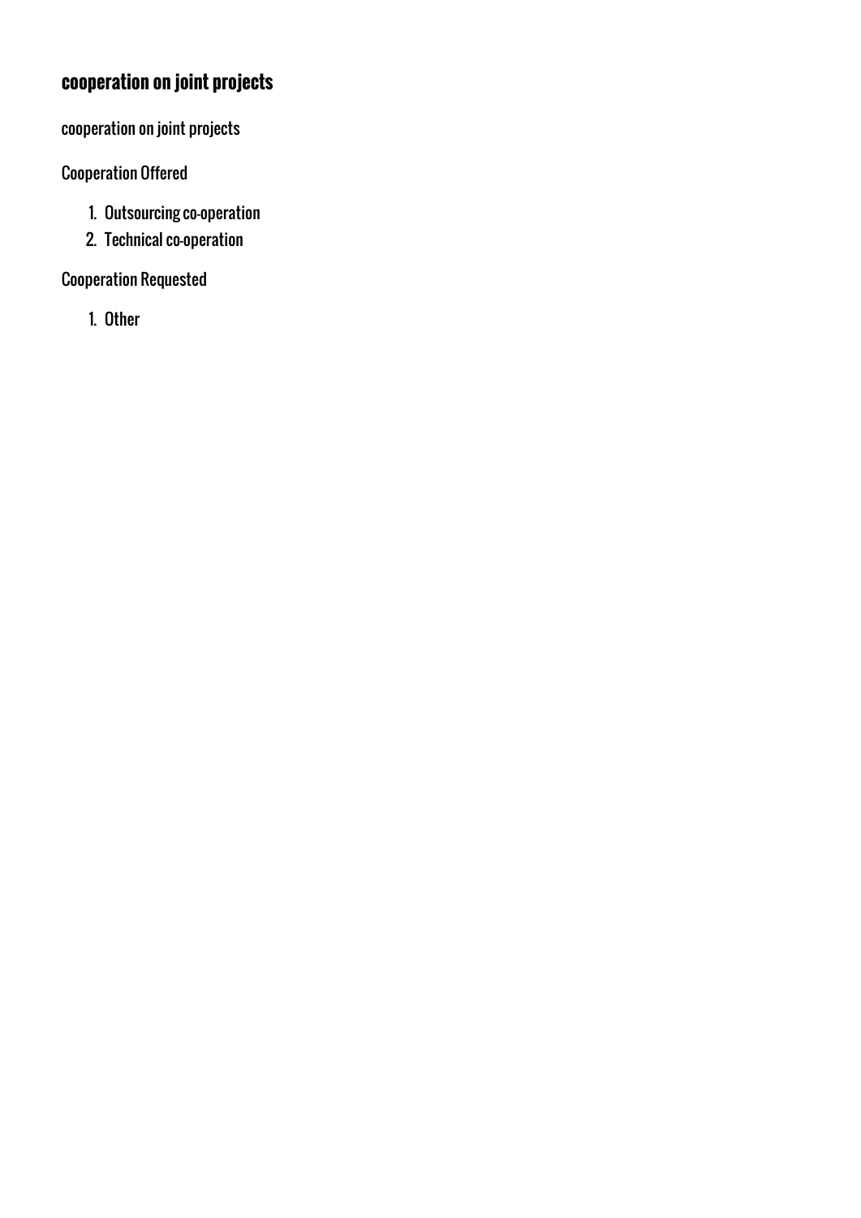## cooperation on joint projects

cooperation on joint projects

Cooperation Offered

1. Outsourcing co-operation
2. Technical co-operation

Cooperation Requested

1. Other